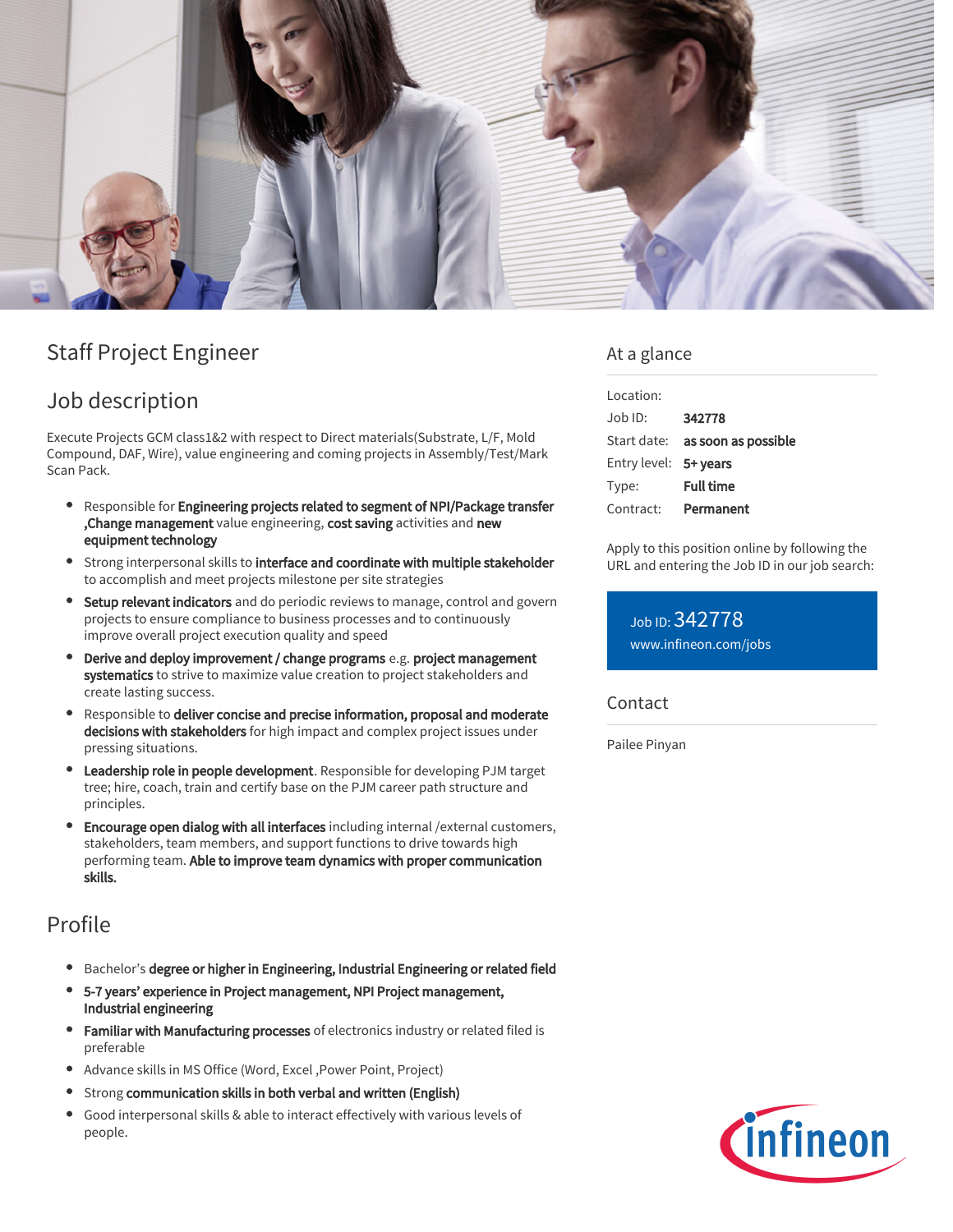# Staff Project Engineer

## Job description

Execute Projects GCM class1&2 with respect to Direct materials(Substrate, L/F, Mold Compound, DAF, Wire), value engineering and coming projects in Assembly/Test/Mark Scan Pack.

- Responsible for **Engineering projects related to segment of NPI/Package transfer ,Change management** value engineering, **cost saving** activities and **new equipment technology**
- Strong interpersonal skills to **interface and coordinate with multiple stakeholder** to accomplish and meet projects milestone per site strategies
- **Setup relevant indicators** and do periodic reviews to manage, control and govern projects to ensure compliance to business processes and to continuously improve overall project execution quality and speed
- **Derive and deploy improvement / change programs** e.g. **project management systematics** to strive to maximize value creation to project stakeholders and create lasting success.
- Responsible to **deliver concise and precise information, proposal and moderate decisions with stakeholders** for high impact and complex project issues under pressing situations.
- **Leadership role in people development**. Responsible for developing PJM target tree; hire, coach, train and certify base on the PJM career path structure and principles.
- **Encourage open dialog with all interfaces** including internal /external customers, stakeholders, team members, and support functions to drive towards high performing team. **Able to improve team dynamics with proper communication skills.**

## Profile

- Bachelor's **degree or higher in Engineering, Industrial Engineering or related field**
- **5-7 years' experience in Project management, NPI Project management, Industrial engineering**
- **Familiar with Manufacturing processes** of electronics industry or related filed is preferable
- Advance skills in MS Office (Word, Excel ,Power Point, Project)
- Strong **communication skills in both verbal and written (English)**
- Good interpersonal skills & able to interact effectively with various levels of people.

## At a glance

| | |
|---|---|
| Location: | |
| Job ID: | **342778** |
| Start date: | **as soon as possible** |
| Entry level: | **5+ years** |
| Type: | **Full time** |
| Contract: | **Permanent** |

Apply to this position online by following the URL and entering the Job ID in our job search:

Job ID: 342778
www.infineon.com/jobs

## Contact

Pailee Pinyan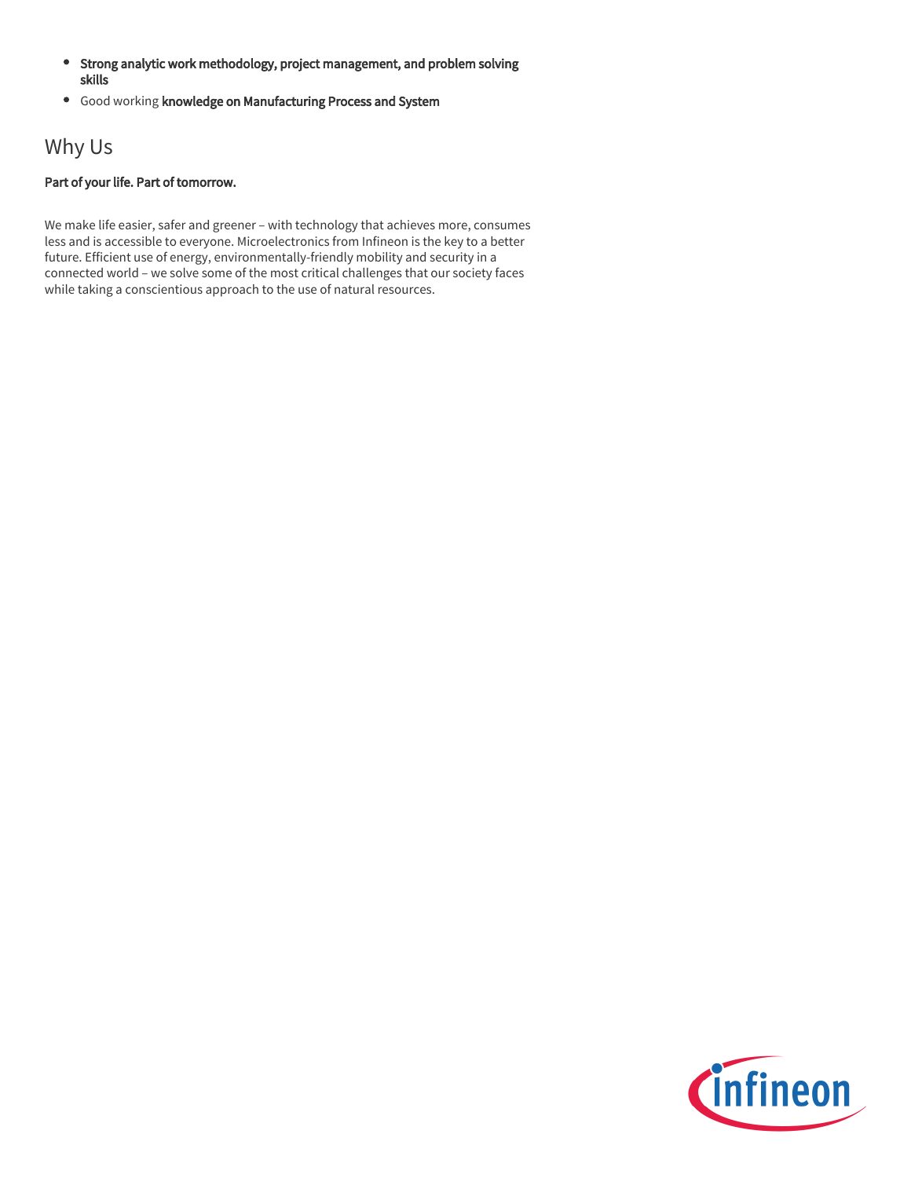- **Strong analytic work methodology, project management, and problem solving skills**
- Good working **knowledge on Manufacturing Process and System**

## Why Us

**Part of your life. Part of tomorrow.**

We make life easier, safer and greener – with technology that achieves more, consumes less and is accessible to everyone. Microelectronics from Infineon is the key to a better future. Efficient use of energy, environmentally-friendly mobility and security in a connected world – we solve some of the most critical challenges that our society faces while taking a conscientious approach to the use of natural resources.